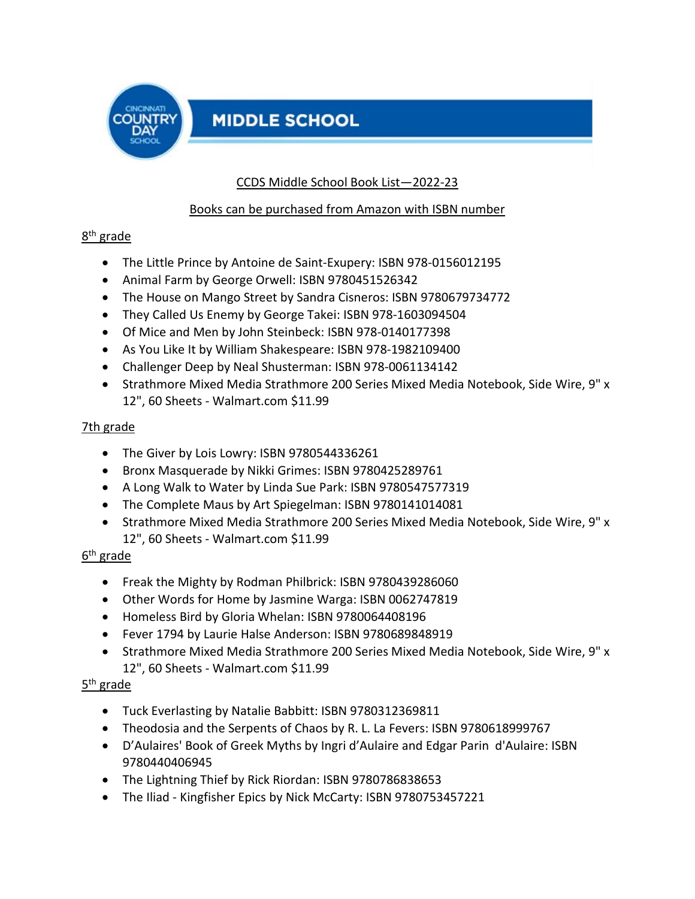# MIDDLE SCHOOL

CCDS Middle School Book List—2022-23

Books can be purchased from Amazon with ISBN number

## 8th grade

- The Little Prince by Antoine de Saint-Exupery: ISBN 978-0156012195
- Animal Farm by George Orwell: ISBN 9780451526342
- The House on Mango Street by Sandra Cisneros: ISBN 9780679734772
- They Called Us Enemy by George Takei: ISBN 978-1603094504
- Of Mice and Men by John Steinbeck: ISBN 978-0140177398
- As You Like It by William Shakespeare: ISBN 978-1982109400
- Challenger Deep by Neal Shusterman: ISBN 978-0061134142
- Strathmore Mixed Media Strathmore 200 Series Mixed Media Notebook, Side Wire, 9" x 12", 60 Sheets - Walmart.com $11.99

## 7th grade

- The Giver by Lois Lowry: ISBN 9780544336261
- Bronx Masquerade by Nikki Grimes: ISBN 9780425289761
- A Long Walk to Water by Linda Sue Park: ISBN 9780547577319
- The Complete Maus by Art Spiegelman: ISBN 9780141014081
- Strathmore Mixed Media Strathmore 200 Series Mixed Media Notebook, Side Wire, 9" x 12", 60 Sheets - Walmart.com $11.99

## 6th grade

- Freak the Mighty by Rodman Philbrick: ISBN 9780439286060
- Other Words for Home by Jasmine Warga: ISBN 0062747819
- Homeless Bird by Gloria Whelan: ISBN 9780064408196
- Fever 1794 by Laurie Halse Anderson: ISBN 9780689848919
- Strathmore Mixed Media Strathmore 200 Series Mixed Media Notebook, Side Wire, 9" x 12", 60 Sheets - Walmart.com $11.99

## 5th grade

- Tuck Everlasting by Natalie Babbitt: ISBN 9780312369811
- Theodosia and the Serpents of Chaos by R. L. La Fevers: ISBN 9780618999767
- D'Aulaires' Book of Greek Myths by Ingri d'Aulaire and Edgar Parin d'Aulaire: ISBN 9780440406945
- The Lightning Thief by Rick Riordan: ISBN 9780786838653
- The Iliad - Kingfisher Epics by Nick McCarty: ISBN 9780753457221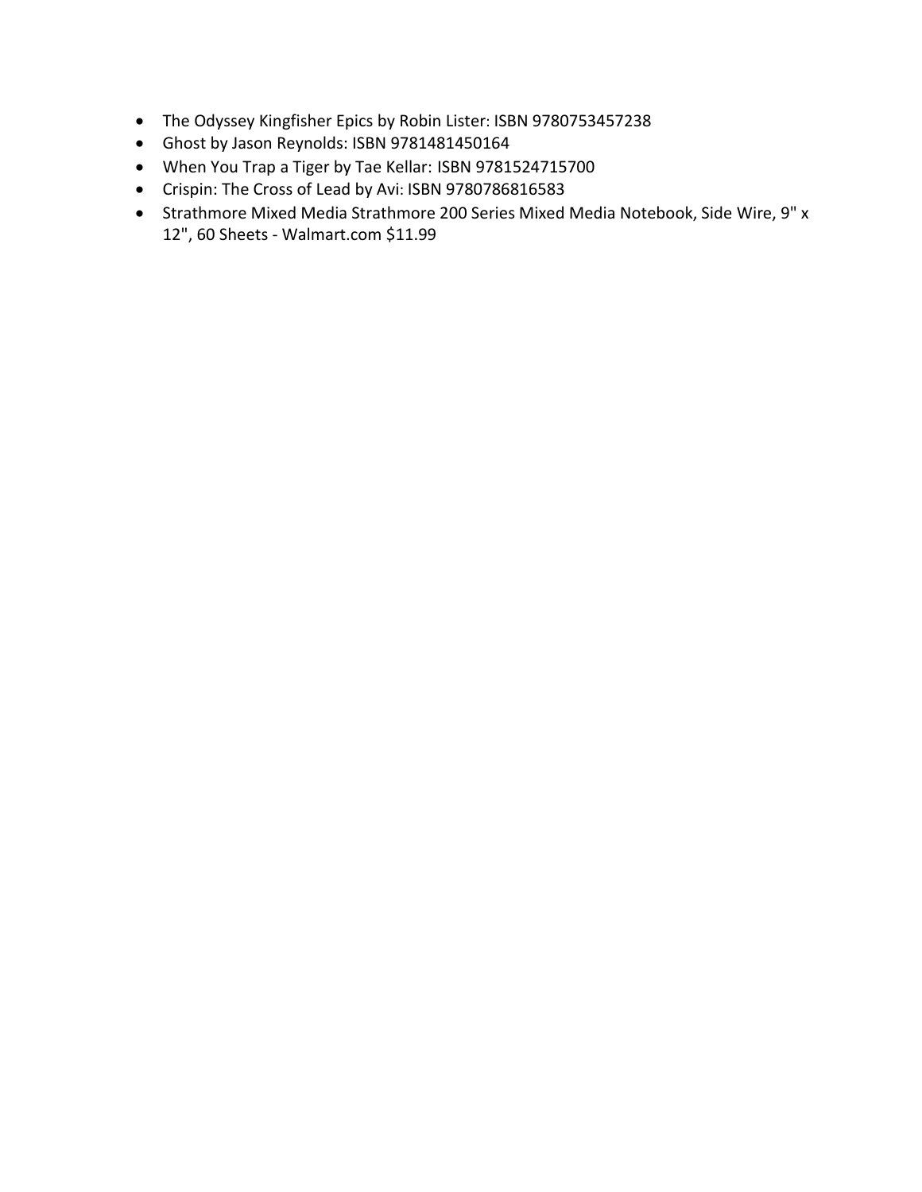- The Odyssey Kingfisher Epics by Robin Lister: ISBN 9780753457238
- Ghost by Jason Reynolds: ISBN 9781481450164
- When You Trap a Tiger by Tae Kellar: ISBN 9781524715700
- Crispin: The Cross of Lead by Avi: ISBN 9780786816583
- Strathmore Mixed Media Strathmore 200 Series Mixed Media Notebook, Side Wire, 9" x 12", 60 Sheets - Walmart.com $11.99